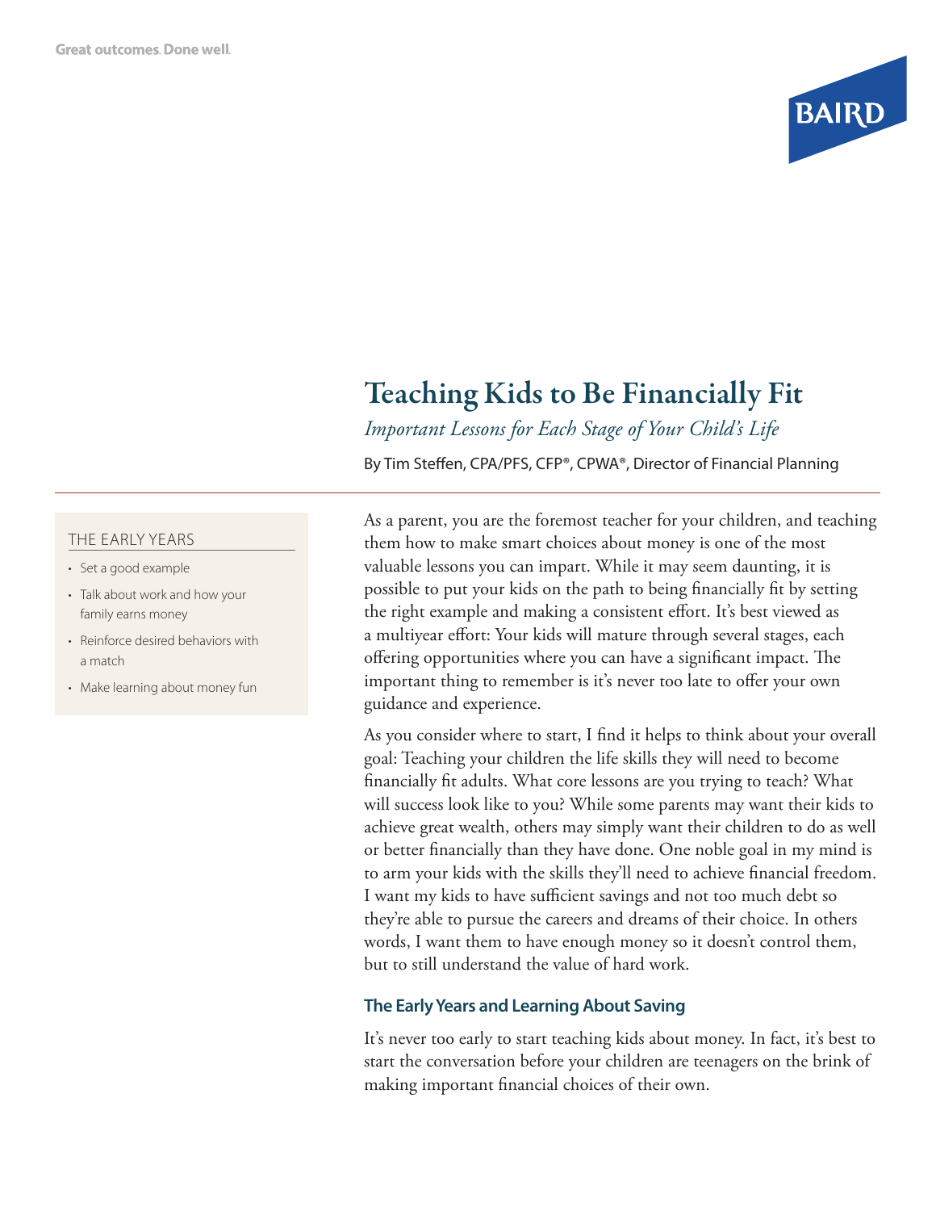Great outcomes. Done well.

# Teaching Kids to Be Financially Fit

*Important Lessons for Each Stage of Your Child's Life*

By Tim Steffen, CPA/PFS, CFP®, CPWA®, Director of Financial Planning

THE EARLY YEARS

- Set a good example
- Talk about work and how your family earns money
- Reinforce desired behaviors with a match
- Make learning about money fun

As a parent, you are the foremost teacher for your children, and teaching them how to make smart choices about money is one of the most valuable lessons you can impart. While it may seem daunting, it is possible to put your kids on the path to being financially fit by setting the right example and making a consistent effort. It's best viewed as a multiyear effort: Your kids will mature through several stages, each offering opportunities where you can have a significant impact. The important thing to remember is it's never too late to offer your own guidance and experience.

As you consider where to start, I find it helps to think about your overall goal: Teaching your children the life skills they will need to become financially fit adults. What core lessons are you trying to teach? What will success look like to you? While some parents may want their kids to achieve great wealth, others may simply want their children to do as well or better financially than they have done. One noble goal in my mind is to arm your kids with the skills they'll need to achieve financial freedom. I want my kids to have sufficient savings and not too much debt so they're able to pursue the careers and dreams of their choice. In others words, I want them to have enough money so it doesn't control them, but to still understand the value of hard work.

### The Early Years and Learning About Saving

It's never too early to start teaching kids about money. In fact, it's best to start the conversation before your children are teenagers on the brink of making important financial choices of their own.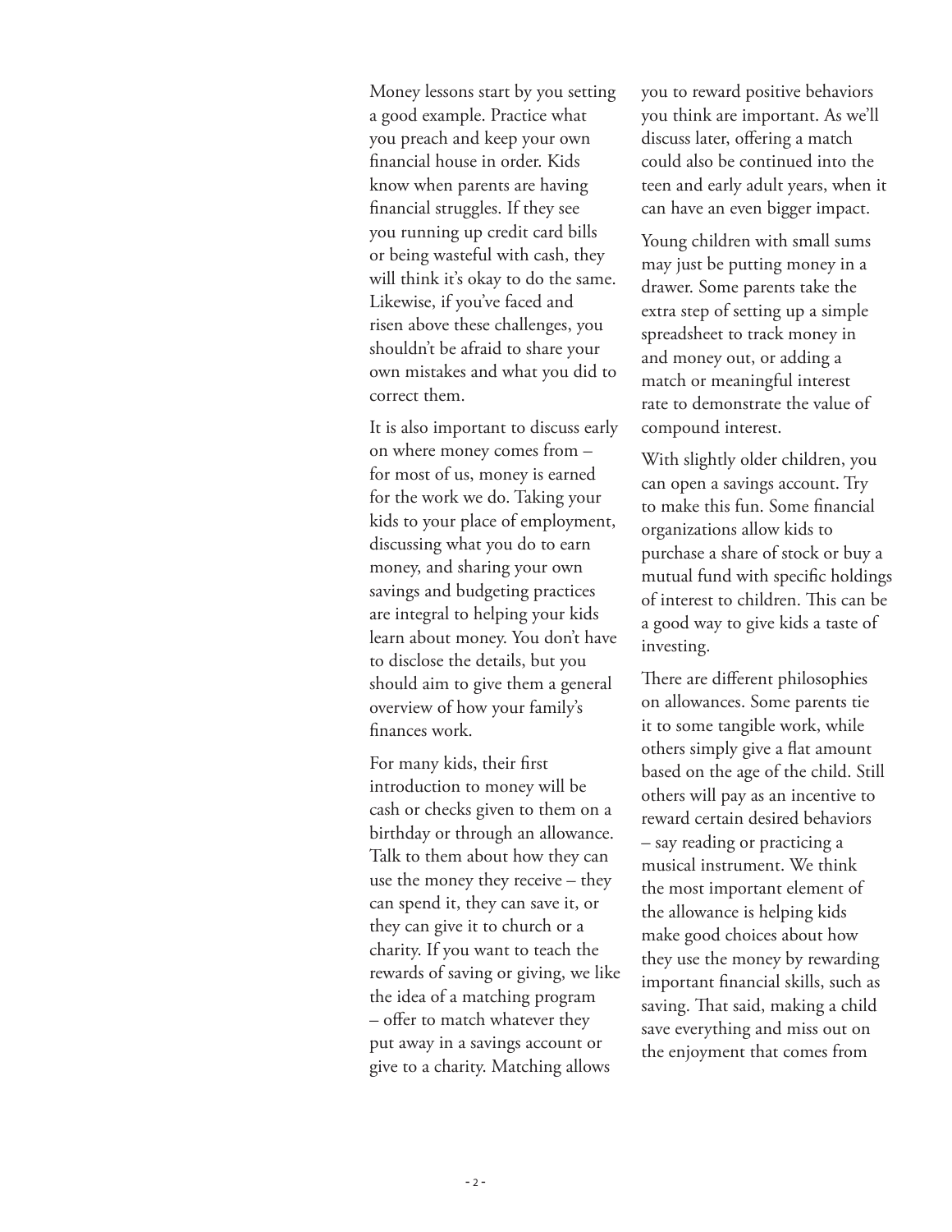Money lessons start by you setting a good example. Practice what you preach and keep your own financial house in order. Kids know when parents are having financial struggles. If they see you running up credit card bills or being wasteful with cash, they will think it's okay to do the same. Likewise, if you've faced and risen above these challenges, you shouldn't be afraid to share your own mistakes and what you did to correct them.

It is also important to discuss early on where money comes from – for most of us, money is earned for the work we do. Taking your kids to your place of employment, discussing what you do to earn money, and sharing your own savings and budgeting practices are integral to helping your kids learn about money. You don't have to disclose the details, but you should aim to give them a general overview of how your family's finances work.

For many kids, their first introduction to money will be cash or checks given to them on a birthday or through an allowance. Talk to them about how they can use the money they receive – they can spend it, they can save it, or they can give it to church or a charity. If you want to teach the rewards of saving or giving, we like the idea of a matching program – offer to match whatever they put away in a savings account or give to a charity. Matching allows you to reward positive behaviors you think are important. As we'll discuss later, offering a match could also be continued into the teen and early adult years, when it can have an even bigger impact.

Young children with small sums may just be putting money in a drawer. Some parents take the extra step of setting up a simple spreadsheet to track money in and money out, or adding a match or meaningful interest rate to demonstrate the value of compound interest.

With slightly older children, you can open a savings account. Try to make this fun. Some financial organizations allow kids to purchase a share of stock or buy a mutual fund with specific holdings of interest to children. This can be a good way to give kids a taste of investing.

There are different philosophies on allowances. Some parents tie it to some tangible work, while others simply give a flat amount based on the age of the child. Still others will pay as an incentive to reward certain desired behaviors – say reading or practicing a musical instrument. We think the most important element of the allowance is helping kids make good choices about how they use the money by rewarding important financial skills, such as saving. That said, making a child save everything and miss out on the enjoyment that comes from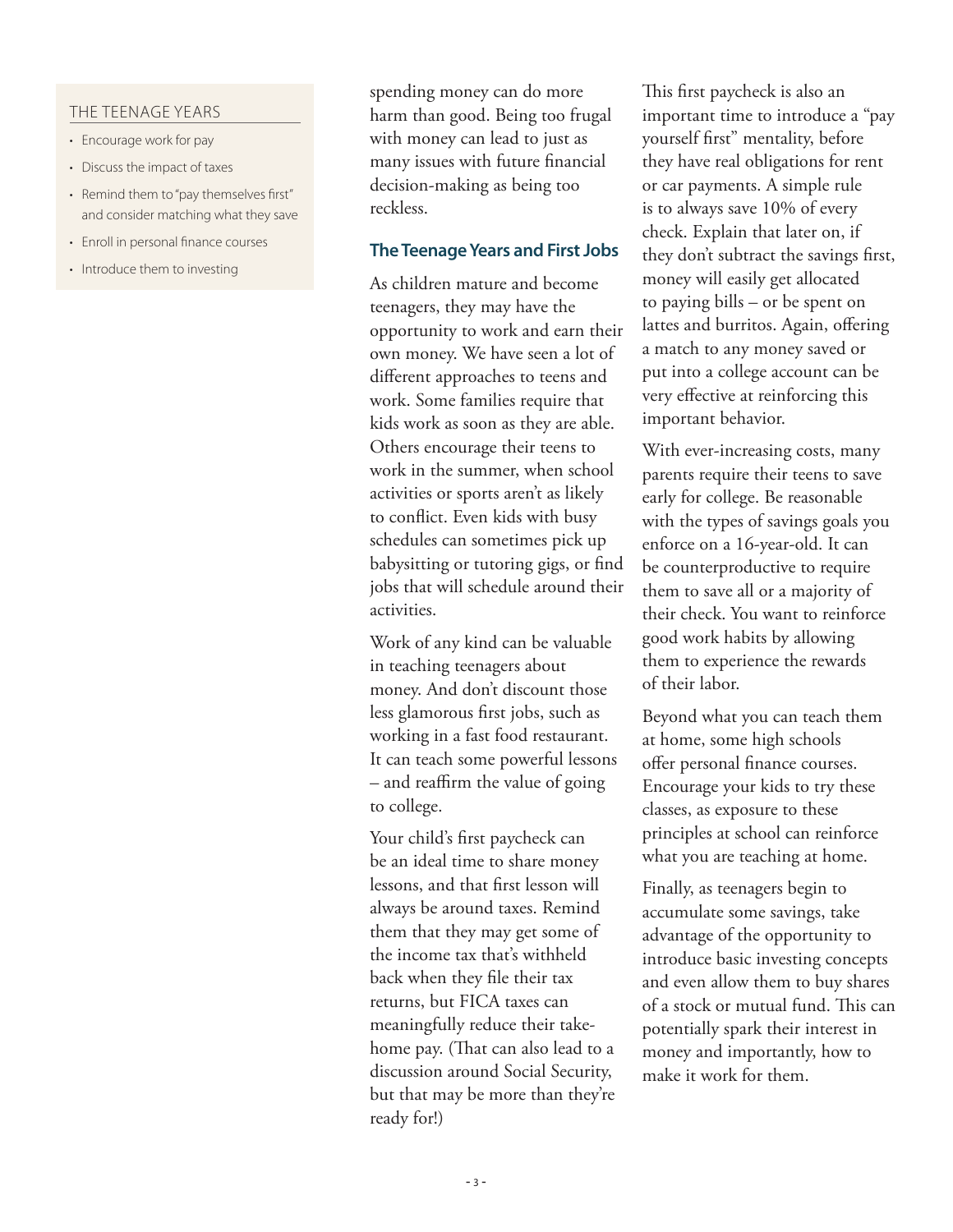## THE TEENAGE YEARS

- Encourage work for pay
- Discuss the impact of taxes
- Remind them to "pay themselves first" and consider matching what they save
- Enroll in personal finance courses
- Introduce them to investing

spending money can do more harm than good. Being too frugal with money can lead to just as many issues with future financial decision-making as being too reckless.

### The Teenage Years and First Jobs

As children mature and become teenagers, they may have the opportunity to work and earn their own money. We have seen a lot of different approaches to teens and work. Some families require that kids work as soon as they are able. Others encourage their teens to work in the summer, when school activities or sports aren't as likely to conflict. Even kids with busy schedules can sometimes pick up babysitting or tutoring gigs, or find jobs that will schedule around their activities.

Work of any kind can be valuable in teaching teenagers about money. And don't discount those less glamorous first jobs, such as working in a fast food restaurant. It can teach some powerful lessons – and reaffirm the value of going to college.

Your child's first paycheck can be an ideal time to share money lessons, and that first lesson will always be around taxes. Remind them that they may get some of the income tax that's withheld back when they file their tax returns, but FICA taxes can meaningfully reduce their take-home pay. (That can also lead to a discussion around Social Security, but that may be more than they're ready for!)

This first paycheck is also an important time to introduce a "pay yourself first" mentality, before they have real obligations for rent or car payments. A simple rule is to always save 10% of every check. Explain that later on, if they don't subtract the savings first, money will easily get allocated to paying bills – or be spent on lattes and burritos. Again, offering a match to any money saved or put into a college account can be very effective at reinforcing this important behavior.

With ever-increasing costs, many parents require their teens to save early for college. Be reasonable with the types of savings goals you enforce on a 16-year-old. It can be counterproductive to require them to save all or a majority of their check. You want to reinforce good work habits by allowing them to experience the rewards of their labor.

Beyond what you can teach them at home, some high schools offer personal finance courses. Encourage your kids to try these classes, as exposure to these principles at school can reinforce what you are teaching at home.

Finally, as teenagers begin to accumulate some savings, take advantage of the opportunity to introduce basic investing concepts and even allow them to buy shares of a stock or mutual fund. This can potentially spark their interest in money and importantly, how to make it work for them.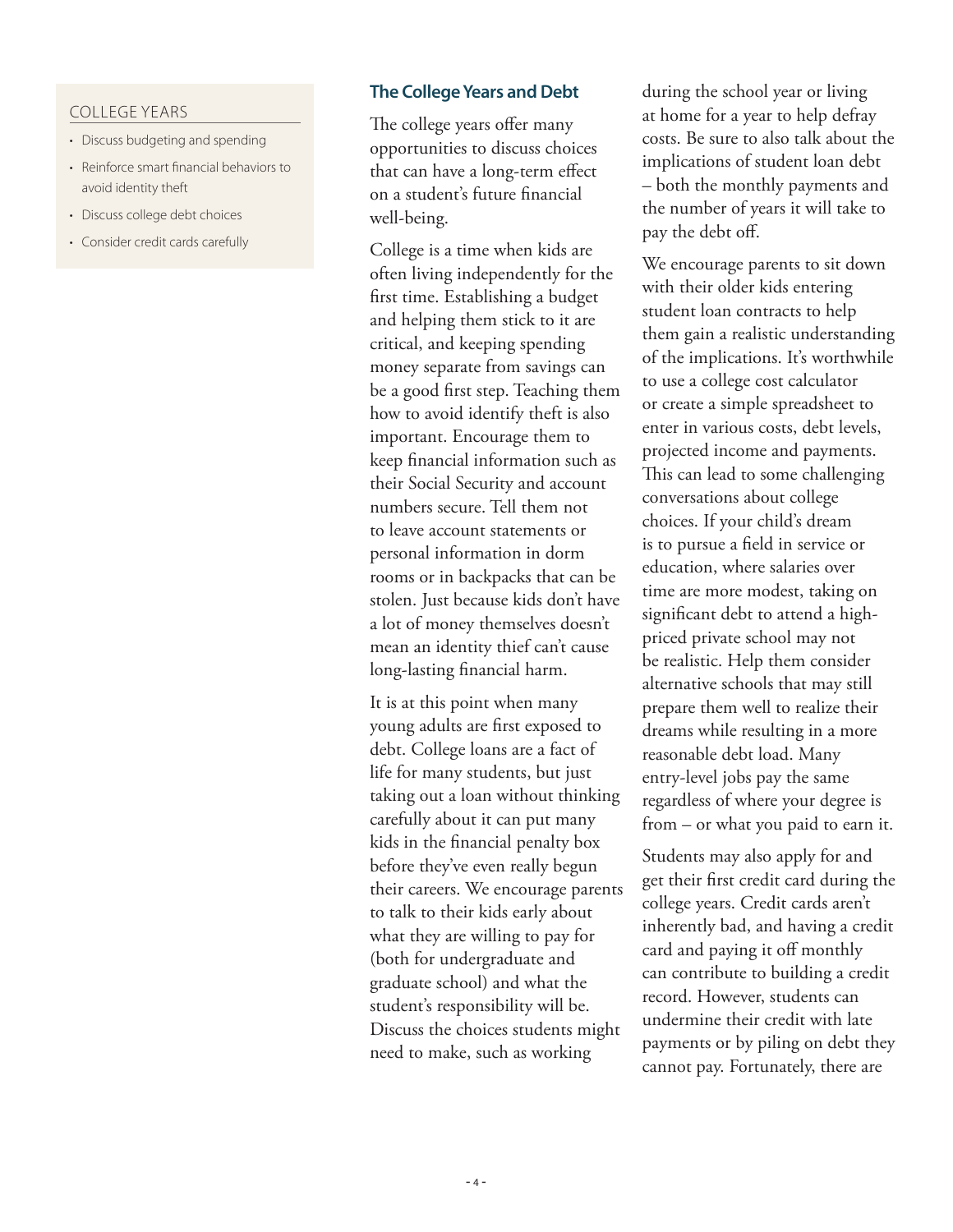## COLLEGE YEARS

- Discuss budgeting and spending
- Reinforce smart financial behaviors to avoid identity theft
- Discuss college debt choices
- Consider credit cards carefully

## The College Years and Debt

The college years offer many opportunities to discuss choices that can have a long-term effect on a student's future financial well-being.

College is a time when kids are often living independently for the first time. Establishing a budget and helping them stick to it are critical, and keeping spending money separate from savings can be a good first step. Teaching them how to avoid identify theft is also important. Encourage them to keep financial information such as their Social Security and account numbers secure. Tell them not to leave account statements or personal information in dorm rooms or in backpacks that can be stolen. Just because kids don't have a lot of money themselves doesn't mean an identity thief can't cause long-lasting financial harm.

It is at this point when many young adults are first exposed to debt. College loans are a fact of life for many students, but just taking out a loan without thinking carefully about it can put many kids in the financial penalty box before they've even really begun their careers. We encourage parents to talk to their kids early about what they are willing to pay for (both for undergraduate and graduate school) and what the student's responsibility will be. Discuss the choices students might need to make, such as working during the school year or living at home for a year to help defray costs. Be sure to also talk about the implications of student loan debt – both the monthly payments and the number of years it will take to pay the debt off.

We encourage parents to sit down with their older kids entering student loan contracts to help them gain a realistic understanding of the implications. It's worthwhile to use a college cost calculator or create a simple spreadsheet to enter in various costs, debt levels, projected income and payments. This can lead to some challenging conversations about college choices. If your child's dream is to pursue a field in service or education, where salaries over time are more modest, taking on significant debt to attend a high-priced private school may not be realistic. Help them consider alternative schools that may still prepare them well to realize their dreams while resulting in a more reasonable debt load. Many entry-level jobs pay the same regardless of where your degree is from – or what you paid to earn it.

Students may also apply for and get their first credit card during the college years. Credit cards aren't inherently bad, and having a credit card and paying it off monthly can contribute to building a credit record. However, students can undermine their credit with late payments or by piling on debt they cannot pay. Fortunately, there are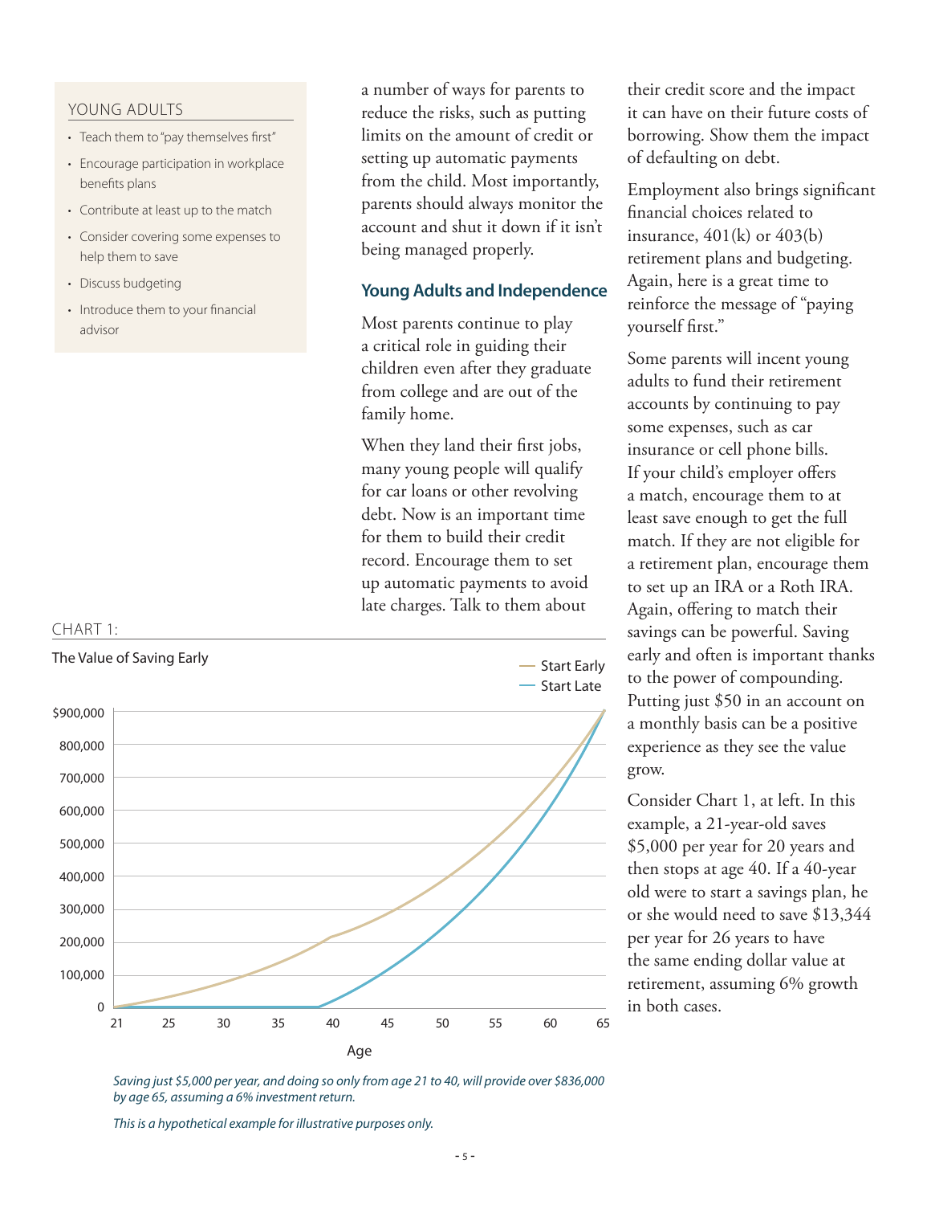## YOUNG ADULTS

- Teach them to "pay themselves first"
- Encourage participation in workplace benefits plans
- Contribute at least up to the match
- Consider covering some expenses to help them to save
- Discuss budgeting
- Introduce them to your financial advisor

a number of ways for parents to reduce the risks, such as putting limits on the amount of credit or setting up automatic payments from the child. Most importantly, parents should always monitor the account and shut it down if it isn't being managed properly.

### Young Adults and Independence

Most parents continue to play a critical role in guiding their children even after they graduate from college and are out of the family home.

When they land their first jobs, many young people will qualify for car loans or other revolving debt. Now is an important time for them to build their credit record. Encourage them to set up automatic payments to avoid late charges. Talk to them about their credit score and the impact it can have on their future costs of borrowing. Show them the impact of defaulting on debt.

Employment also brings significant financial choices related to insurance, 401(k) or 403(b) retirement plans and budgeting. Again, here is a great time to reinforce the message of "paying yourself first."

Some parents will incent young adults to fund their retirement accounts by continuing to pay some expenses, such as car insurance or cell phone bills. If your child's employer offers a match, encourage them to at least save enough to get the full match. If they are not eligible for a retirement plan, encourage them to set up an IRA or a Roth IRA. Again, offering to match their savings can be powerful. Saving early and often is important thanks to the power of compounding. Putting just $50 in an account on a monthly basis can be a positive experience as they see the value grow.

Consider Chart 1, at left. In this example, a 21-year-old saves $5,000 per year for 20 years and then stops at age 40. If a 40-year old were to start a savings plan, he or she would need to save $13,344 per year for 26 years to have the same ending dollar value at retirement, assuming 6% growth in both cases.

CHART 1:

The Value of Saving Early

(Line chart: Start Early vs. Start Late; y-axis $0 to $900,000; x-axis Age 21 to 65)

*Saving just $5,000 per year, and doing so only from age 21 to 40, will provide over $836,000 by age 65, assuming a 6% investment return.*

*This is a hypothetical example for illustrative purposes only.*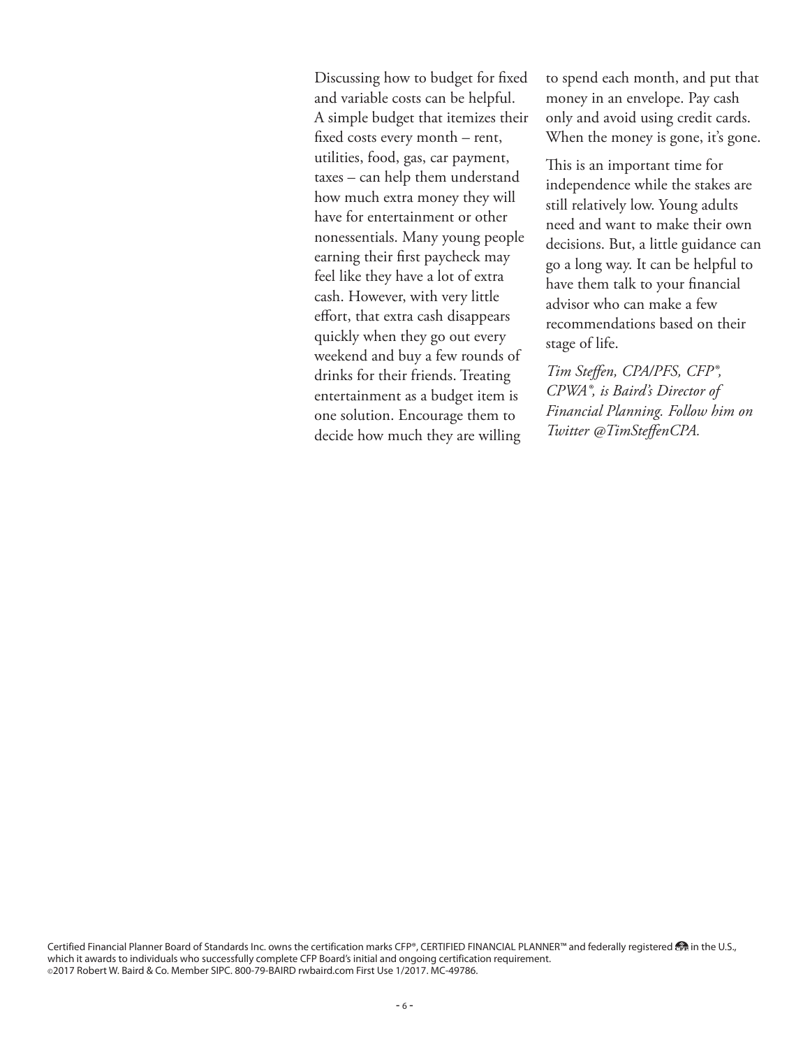Discussing how to budget for fixed and variable costs can be helpful. A simple budget that itemizes their fixed costs every month – rent, utilities, food, gas, car payment, taxes – can help them understand how much extra money they will have for entertainment or other nonessentials. Many young people earning their first paycheck may feel like they have a lot of extra cash. However, with very little effort, that extra cash disappears quickly when they go out every weekend and buy a few rounds of drinks for their friends. Treating entertainment as a budget item is one solution. Encourage them to decide how much they are willing to spend each month, and put that money in an envelope. Pay cash only and avoid using credit cards. When the money is gone, it's gone.

This is an important time for independence while the stakes are still relatively low. Young adults need and want to make their own decisions. But, a little guidance can go a long way. It can be helpful to have them talk to your financial advisor who can make a few recommendations based on their stage of life.

*Tim Steffen, CPA/PFS, CFP®, CPWA®, is Baird's Director of Financial Planning. Follow him on Twitter @TimSteffenCPA.*

Certified Financial Planner Board of Standards Inc. owns the certification marks CFP®, CERTIFIED FINANCIAL PLANNER™ and federally registered CFP (with flame design) in the U.S., which it awards to individuals who successfully complete CFP Board's initial and ongoing certification requirement.
©2017 Robert W. Baird & Co. Member SIPC. 800-79-BAIRD rwbaird.com First Use 1/2017. MC-49786.